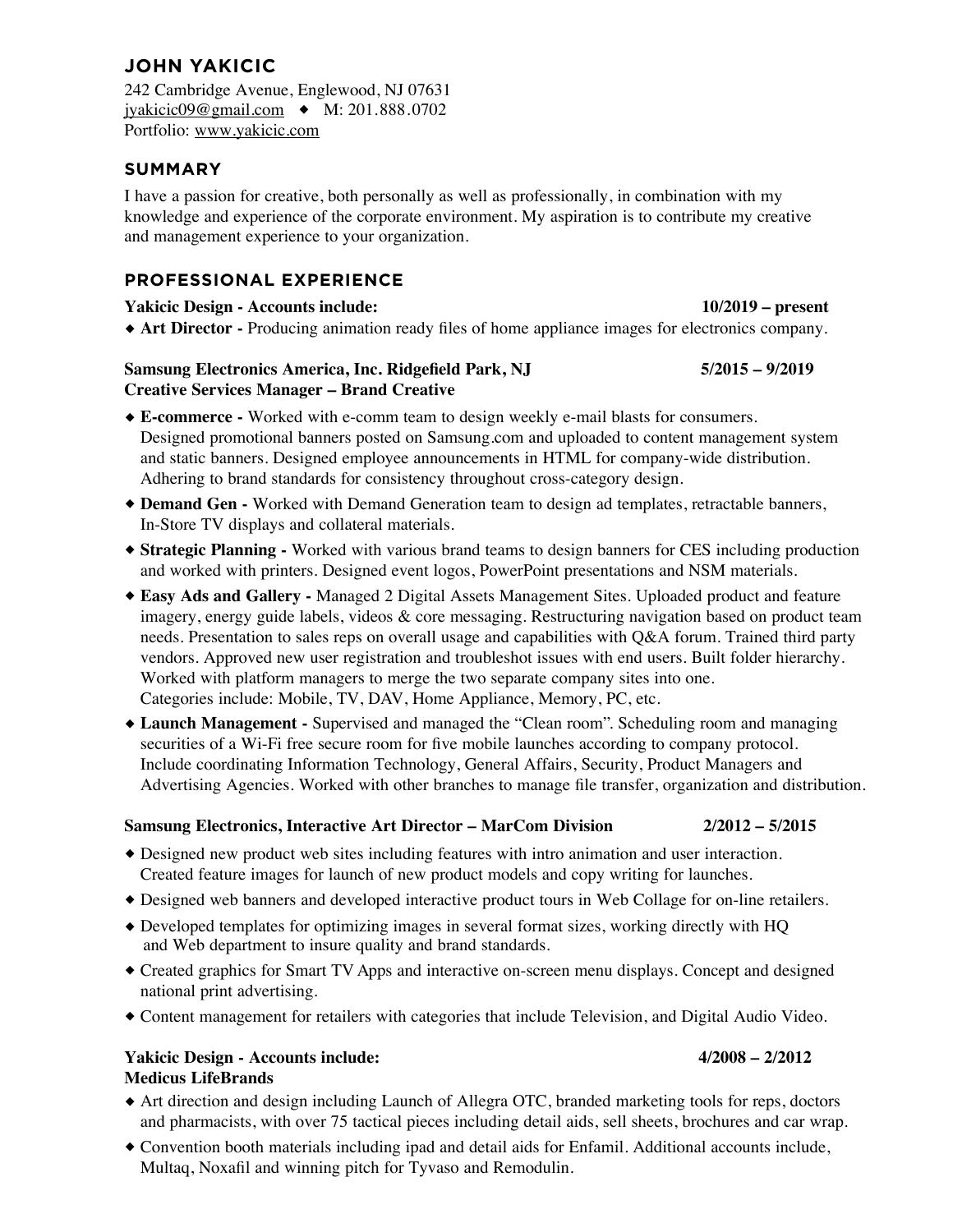# JOHN YAKICIC

242 Cambridge Avenue, Englewood, NJ 07631
jyakicic09@gmail.com ◆ M: 201.888.0702
Portfolio: www.yakicic.com

## SUMMARY

I have a passion for creative, both personally as well as professionally, in combination with my knowledge and experience of the corporate environment. My aspiration is to contribute my creative and management experience to your organization.

## PROFESSIONAL EXPERIENCE

**Yakicic Design - Accounts include:** **10/2019 – present**

- **Art Director -** Producing animation ready files of home appliance images for electronics company.

**Samsung Electronics America, Inc. Ridgefield Park, NJ** **5/2015 – 9/2019**
**Creative Services Manager – Brand Creative**

- **E-commerce -** Worked with e-comm team to design weekly e-mail blasts for consumers. Designed promotional banners posted on Samsung.com and uploaded to content management system and static banners. Designed employee announcements in HTML for company-wide distribution. Adhering to brand standards for consistency throughout cross-category design.
- **Demand Gen -** Worked with Demand Generation team to design ad templates, retractable banners, In-Store TV displays and collateral materials.
- **Strategic Planning -** Worked with various brand teams to design banners for CES including production and worked with printers. Designed event logos, PowerPoint presentations and NSM materials.
- **Easy Ads and Gallery -** Managed 2 Digital Assets Management Sites. Uploaded product and feature imagery, energy guide labels, videos & core messaging. Restructuring navigation based on product team needs. Presentation to sales reps on overall usage and capabilities with Q&A forum. Trained third party vendors. Approved new user registration and troubleshot issues with end users. Built folder hierarchy. Worked with platform managers to merge the two separate company sites into one. Categories include: Mobile, TV, DAV, Home Appliance, Memory, PC, etc.
- **Launch Management -** Supervised and managed the “Clean room”. Scheduling room and managing securities of a Wi-Fi free secure room for five mobile launches according to company protocol. Include coordinating Information Technology, General Affairs, Security, Product Managers and Advertising Agencies. Worked with other branches to manage file transfer, organization and distribution.

**Samsung Electronics, Interactive Art Director – MarCom Division** **2/2012 – 5/2015**

- Designed new product web sites including features with intro animation and user interaction. Created feature images for launch of new product models and copy writing for launches.
- Designed web banners and developed interactive product tours in Web Collage for on-line retailers.
- Developed templates for optimizing images in several format sizes, working directly with HQ and Web department to insure quality and brand standards.
- Created graphics for Smart TV Apps and interactive on-screen menu displays. Concept and designed national print advertising.
- Content management for retailers with categories that include Television, and Digital Audio Video.

**Yakicic Design - Accounts include:** **4/2008 – 2/2012**
**Medicus LifeBrands**

- Art direction and design including Launch of Allegra OTC, branded marketing tools for reps, doctors and pharmacists, with over 75 tactical pieces including detail aids, sell sheets, brochures and car wrap.
- Convention booth materials including ipad and detail aids for Enfamil. Additional accounts include, Multaq, Noxafil and winning pitch for Tyvaso and Remodulin.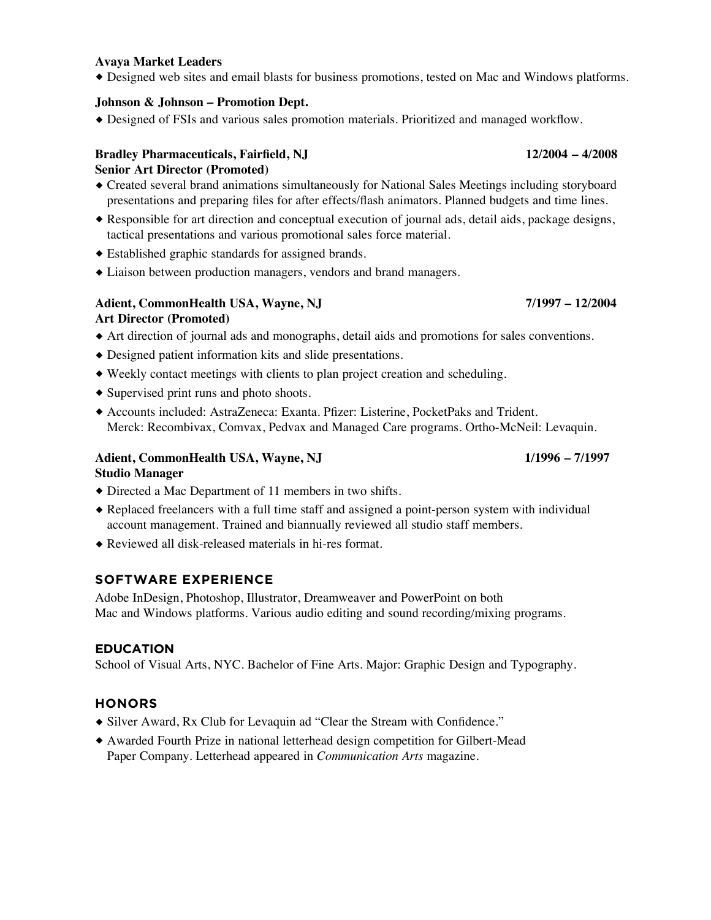**Avaya Market Leaders**

- Designed web sites and email blasts for business promotions, tested on Mac and Windows platforms.

**Johnson & Johnson – Promotion Dept.**

- Designed of FSIs and various sales promotion materials. Prioritized and managed workflow.

**Bradley Pharmaceuticals, Fairfield, NJ** **12/2004 – 4/2008**
**Senior Art Director (Promoted)**

- Created several brand animations simultaneously for National Sales Meetings including storyboard presentations and preparing files for after effects/flash animators. Planned budgets and time lines.
- Responsible for art direction and conceptual execution of journal ads, detail aids, package designs, tactical presentations and various promotional sales force material.
- Established graphic standards for assigned brands.
- Liaison between production managers, vendors and brand managers.

**Adient, CommonHealth USA, Wayne, NJ** **7/1997 – 12/2004**
**Art Director (Promoted)**

- Art direction of journal ads and monographs, detail aids and promotions for sales conventions.
- Designed patient information kits and slide presentations.
- Weekly contact meetings with clients to plan project creation and scheduling.
- Supervised print runs and photo shoots.
- Accounts included: AstraZeneca: Exanta. Pfizer: Listerine, PocketPaks and Trident. Merck: Recombivax, Comvax, Pedvax and Managed Care programs. Ortho-McNeil: Levaquin.

**Adient, CommonHealth USA, Wayne, NJ** **1/1996 – 7/1997**
**Studio Manager**

- Directed a Mac Department of 11 members in two shifts.
- Replaced freelancers with a full time staff and assigned a point-person system with individual account management. Trained and biannually reviewed all studio staff members.
- Reviewed all disk-released materials in hi-res format.

## SOFTWARE EXPERIENCE

Adobe InDesign, Photoshop, Illustrator, Dreamweaver and PowerPoint on both Mac and Windows platforms. Various audio editing and sound recording/mixing programs.

## EDUCATION

School of Visual Arts, NYC. Bachelor of Fine Arts. Major: Graphic Design and Typography.

## HONORS

- Silver Award, Rx Club for Levaquin ad "Clear the Stream with Confidence."
- Awarded Fourth Prize in national letterhead design competition for Gilbert-Mead Paper Company. Letterhead appeared in *Communication Arts* magazine.